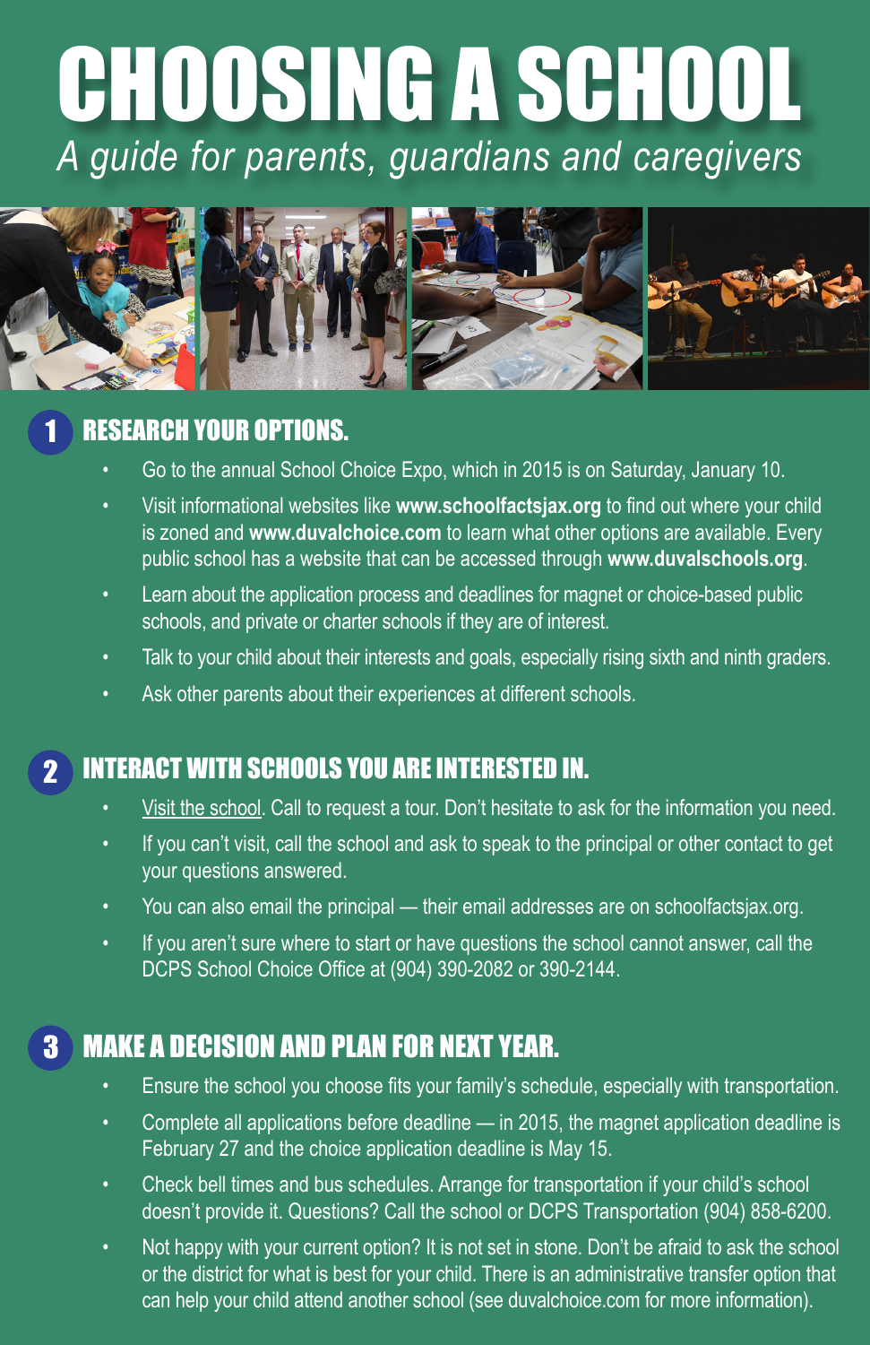# CHOOSING A SCHOOL

*A guide for parents, guardians and caregivers*

## 1 RESEARCH YOUR OPTIONS.

- Go to the annual School Choice Expo, which in 2015 is on Saturday, January 10.
- Visit informational websites like **www.schoolfactsjax.org** to find out where your child is zoned and **www.duvalchoice.com** to learn what other options are available. Every public school has a website that can be accessed through **www.duvalschools.org**.
- Learn about the application process and deadlines for magnet or choice-based public schools, and private or charter schools if they are of interest.
- Talk to your child about their interests and goals, especially rising sixth and ninth graders.
- Ask other parents about their experiences at different schools.

## 2 INTERACT WITH SCHOOLS YOU ARE INTERESTED IN.

- Visit the school. Call to request a tour. Don't hesitate to ask for the information you need.
- If you can't visit, call the school and ask to speak to the principal or other contact to get your questions answered.
- You can also email the principal — their email addresses are on schoolfactsjax.org.
- If you aren't sure where to start or have questions the school cannot answer, call the DCPS School Choice Office at (904) 390-2082 or 390-2144.

## 3 MAKE A DECISION AND PLAN FOR NEXT YEAR.

- Ensure the school you choose fits your family's schedule, especially with transportation.
- Complete all applications before deadline — in 2015, the magnet application deadline is February 27 and the choice application deadline is May 15.
- Check bell times and bus schedules. Arrange for transportation if your child's school doesn't provide it. Questions? Call the school or DCPS Transportation (904) 858-6200.
- Not happy with your current option? It is not set in stone. Don't be afraid to ask the school or the district for what is best for your child. There is an administrative transfer option that can help your child attend another school (see duvalchoice.com for more information).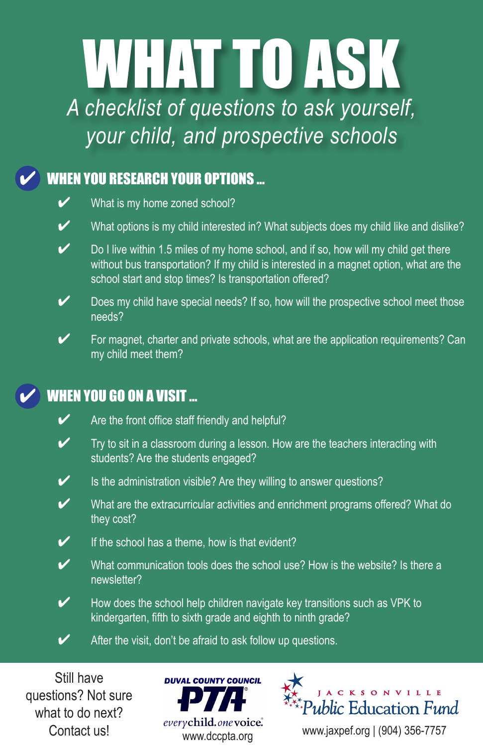# WHAT TO ASK

*A checklist of questions to ask yourself, your child, and prospective schools*

## ✔ WHEN YOU RESEARCH YOUR OPTIONS ...

- ✔ What is my home zoned school?
- ✔ What options is my child interested in? What subjects does my child like and dislike?
- ✔ Do I live within 1.5 miles of my home school, and if so, how will my child get there without bus transportation? If my child is interested in a magnet option, what are the school start and stop times? Is transportation offered?
- ✔ Does my child have special needs? If so, how will the prospective school meet those needs?
- ✔ For magnet, charter and private schools, what are the application requirements? Can my child meet them?

## ✔ WHEN YOU GO ON A VISIT ...

- ✔ Are the front office staff friendly and helpful?
- ✔ Try to sit in a classroom during a lesson. How are the teachers interacting with students? Are the students engaged?
- ✔ Is the administration visible? Are they willing to answer questions?
- ✔ What are the extracurricular activities and enrichment programs offered? What do they cost?
- ✔ If the school has a theme, how is that evident?
- ✔ What communication tools does the school use? How is the website? Is there a newsletter?
- ✔ How does the school help children navigate key transitions such as VPK to kindergarten, fifth to sixth grade and eighth to ninth grade?
- ✔ After the visit, don't be afraid to ask follow up questions.

Still have questions? Not sure what to do next? Contact us!

DUVAL COUNTY COUNCIL PTA®
everychild.onevoice.®
www.dccpta.org

Jacksonville Public Education Fund
www.jaxpef.org | (904) 356-7757